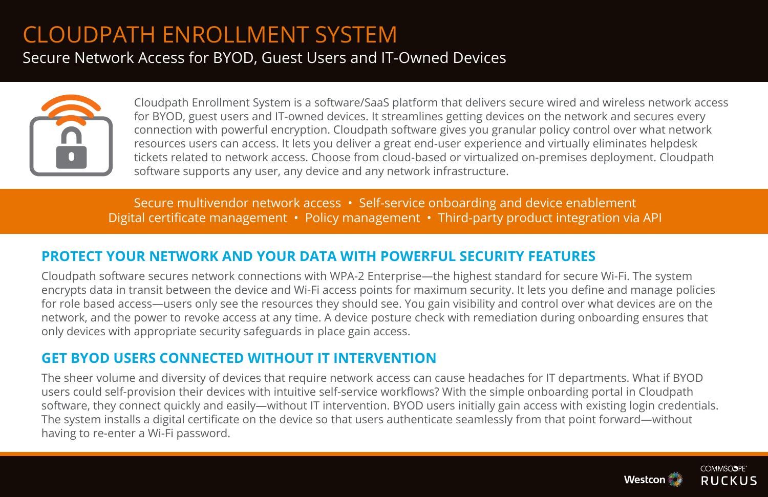# CLOUDPATH ENROLLMENT SYSTEM

Secure Network Access for BYOD, Guest Users and IT-Owned Devices

Cloudpath Enrollment System is a software/SaaS platform that delivers secure wired and wireless network access for BYOD, guest users and IT-owned devices. It streamlines getting devices on the network and secures every connection with powerful encryption. Cloudpath software gives you granular policy control over what network resources users can access. It lets you deliver a great end-user experience and virtually eliminates helpdesk tickets related to network access. Choose from cloud-based or virtualized on-premises deployment. Cloudpath software supports any user, any device and any network infrastructure.

Secure multivendor network access • Self-service onboarding and device enablement
Digital certificate management • Policy management • Third-party product integration via API

## PROTECT YOUR NETWORK AND YOUR DATA WITH POWERFUL SECURITY FEATURES

Cloudpath software secures network connections with WPA-2 Enterprise—the highest standard for secure Wi-Fi. The system encrypts data in transit between the device and Wi-Fi access points for maximum security. It lets you define and manage policies for role based access—users only see the resources they should see. You gain visibility and control over what devices are on the network, and the power to revoke access at any time. A device posture check with remediation during onboarding ensures that only devices with appropriate security safeguards in place gain access.

## GET BYOD USERS CONNECTED WITHOUT IT INTERVENTION

The sheer volume and diversity of devices that require network access can cause headaches for IT departments. What if BYOD users could self-provision their devices with intuitive self-service workflows? With the simple onboarding portal in Cloudpath software, they connect quickly and easily—without IT intervention. BYOD users initially gain access with existing login credentials. The system installs a digital certificate on the device so that users authenticate seamlessly from that point forward—without having to re-enter a Wi-Fi password.

Westcon COMMSCOPE RUCKUS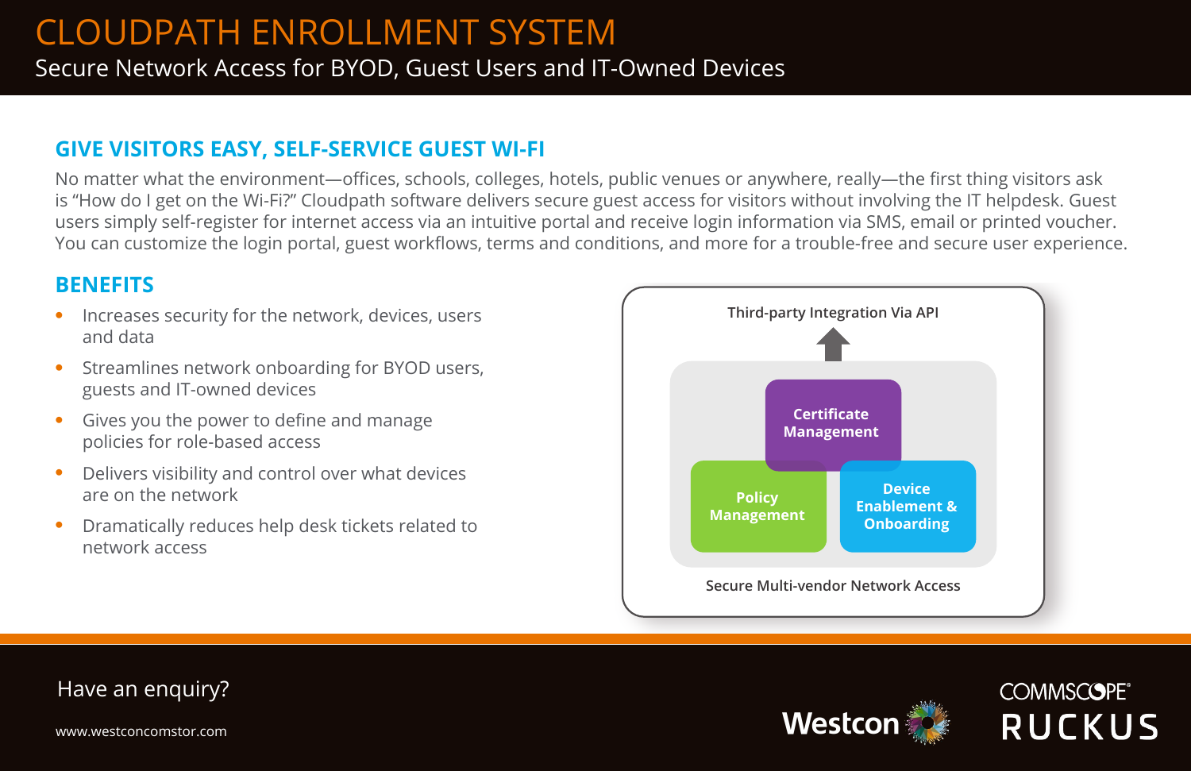# CLOUDPATH ENROLLMENT SYSTEM

Secure Network Access for BYOD, Guest Users and IT-Owned Devices

## GIVE VISITORS EASY, SELF-SERVICE GUEST WI-FI

No matter what the environment—offices, schools, colleges, hotels, public venues or anywhere, really—the first thing visitors ask is "How do I get on the Wi-Fi?" Cloudpath software delivers secure guest access for visitors without involving the IT helpdesk. Guest users simply self-register for internet access via an intuitive portal and receive login information via SMS, email or printed voucher. You can customize the login portal, guest workflows, terms and conditions, and more for a trouble-free and secure user experience.

## BENEFITS

- Increases security for the network, devices, users and data
- Streamlines network onboarding for BYOD users, guests and IT-owned devices
- Gives you the power to define and manage policies for role-based access
- Delivers visibility and control over what devices are on the network
- Dramatically reduces help desk tickets related to network access

Third-party Integration Via API

Certificate Management

Policy Management

Device Enablement & Onboarding

Secure Multi-vendor Network Access

Have an enquiry?

www.westconcomstor.com

Westcon

COMMSCOPE RUCKUS